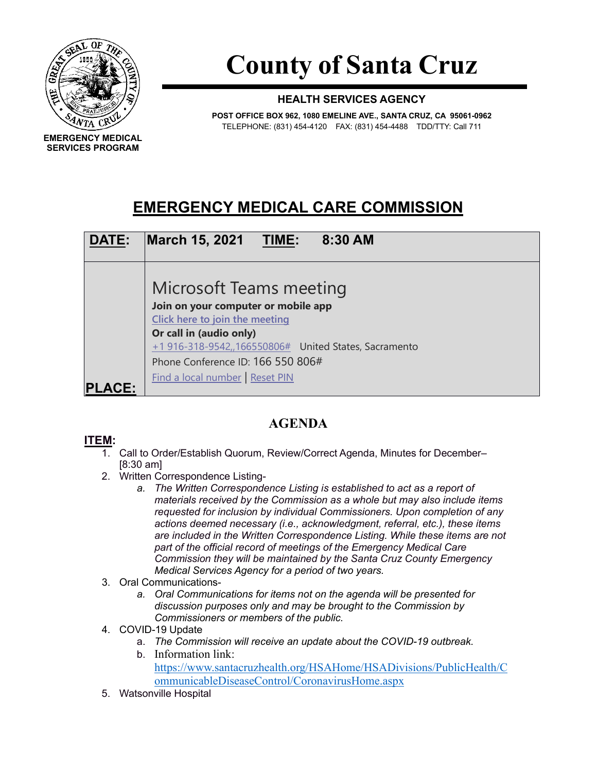EMERGENCY MEDICAL SERVICES PROGRAM

# County of Santa Cruz

**HEALTH SERVICES AGENCY**

**POST OFFICE BOX 962, 1080 EMELINE AVE., SANTA CRUZ, CA 95061-0962**
TELEPHONE: (831) 454-4120 FAX: (831) 454-4488 TDD/TTY: Call 711

## EMERGENCY MEDICAL CARE COMMISSION

| **DATE:** | **March 15, 2021 TIME: 8:30 AM** |
|---|---|
| **PLACE:** | Microsoft Teams meeting<br>**Join on your computer or mobile app**<br>Click here to join the meeting<br>**Or call in (audio only)**<br>+1 916-318-9542,,166550806# United States, Sacramento<br>Phone Conference ID: 166 550 806#<br>Find a local number \| Reset PIN |

## AGENDA

**ITEM:**

1. Call to Order/Establish Quorum, Review/Correct Agenda, Minutes for December– [8:30 am]
2. Written Correspondence Listing-
   a. *The Written Correspondence Listing is established to act as a report of materials received by the Commission as a whole but may also include items requested for inclusion by individual Commissioners. Upon completion of any actions deemed necessary (i.e., acknowledgment, referral, etc.), these items are included in the Written Correspondence Listing. While these items are not part of the official record of meetings of the Emergency Medical Care Commission they will be maintained by the Santa Cruz County Emergency Medical Services Agency for a period of two years.*
3. Oral Communications-
   a. *Oral Communications for items not on the agenda will be presented for discussion purposes only and may be brought to the Commission by Commissioners or members of the public.*
4. COVID-19 Update
   a. *The Commission will receive an update about the COVID-19 outbreak.*
   b. Information link: https://www.santacruzhealth.org/HSAHome/HSADivisions/PublicHealth/CommunicableDiseaseControl/CoronavirusHome.aspx
5. Watsonville Hospital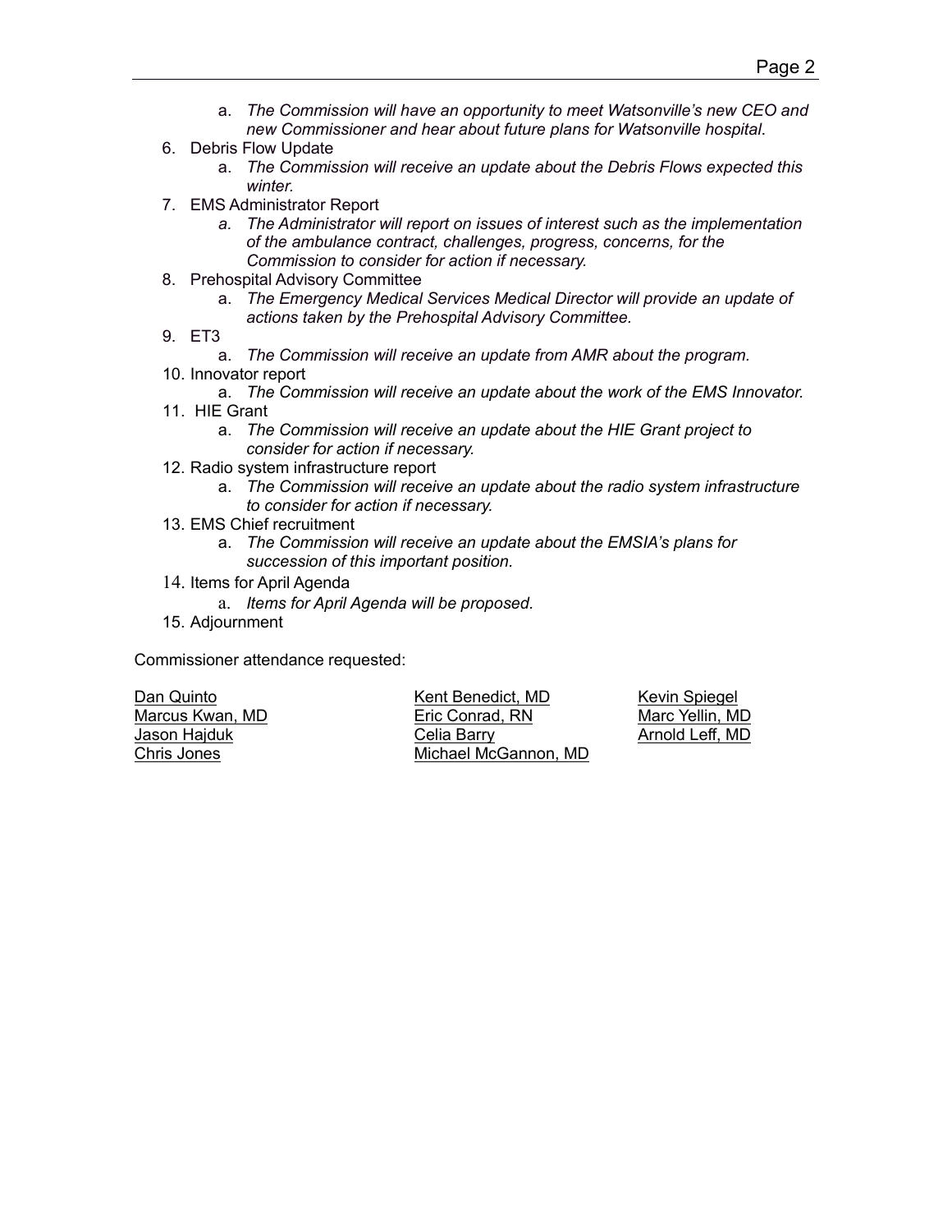a. *The Commission will have an opportunity to meet Watsonville's new CEO and new Commissioner and hear about future plans for Watsonville hospital.*

6. Debris Flow Update
   a. *The Commission will receive an update about the Debris Flows expected this winter.*
7. EMS Administrator Report
   a. *The Administrator will report on issues of interest such as the implementation of the ambulance contract, challenges, progress, concerns, for the Commission to consider for action if necessary.*
8. Prehospital Advisory Committee
   a. *The Emergency Medical Services Medical Director will provide an update of actions taken by the Prehospital Advisory Committee.*
9. ET3
   a. *The Commission will receive an update from AMR about the program.*
10. Innovator report
    a. *The Commission will receive an update about the work of the EMS Innovator.*
11. HIE Grant
    a. *The Commission will receive an update about the HIE Grant project to consider for action if necessary.*
12. Radio system infrastructure report
    a. *The Commission will receive an update about the radio system infrastructure to consider for action if necessary.*
13. EMS Chief recruitment
    a. *The Commission will receive an update about the EMSIA's plans for succession of this important position.*
14. Items for April Agenda
    a. *Items for April Agenda will be proposed.*
15. Adjournment

Commissioner attendance requested:

| | | |
|---|---|---|
| Dan Quinto | Kent Benedict, MD | Kevin Spiegel |
| Marcus Kwan, MD | Eric Conrad, RN | Marc Yellin, MD |
| Jason Hajduk | Celia Barry | Arnold Leff, MD |
| Chris Jones | Michael McGannon, MD | |